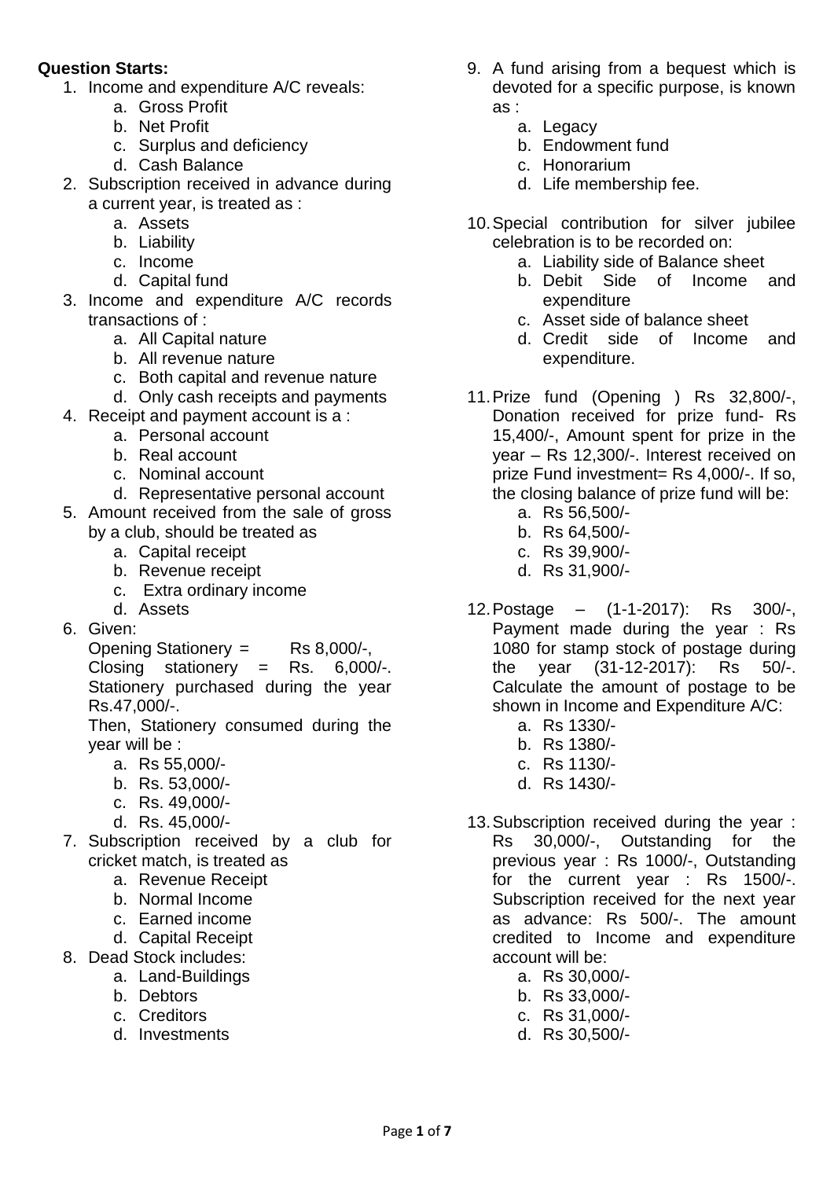**Question Starts:**

1. Income and expenditure A/C reveals:
    a. Gross Profit
    b. Net Profit
    c. Surplus and deficiency
    d. Cash Balance
2. Subscription received in advance during a current year, is treated as :
    a. Assets
    b. Liability
    c. Income
    d. Capital fund
3. Income and expenditure A/C records transactions of :
    a. All Capital nature
    b. All revenue nature
    c. Both capital and revenue nature
    d. Only cash receipts and payments
4. Receipt and payment account is a :
    a. Personal account
    b. Real account
    c. Nominal account
    d. Representative personal account
5. Amount received from the sale of gross by a club, should be treated as
    a. Capital receipt
    b. Revenue receipt
    c. Extra ordinary income
    d. Assets
6. Given:
    Opening Stationery = Rs 8,000/-, Closing stationery = Rs. 6,000/-. Stationery purchased during the year Rs.47,000/-.
    Then, Stationery consumed during the year will be :
    a. Rs 55,000/-
    b. Rs. 53,000/-
    c. Rs. 49,000/-
    d. Rs. 45,000/-
7. Subscription received by a club for cricket match, is treated as
    a. Revenue Receipt
    b. Normal Income
    c. Earned income
    d. Capital Receipt
8. Dead Stock includes:
    a. Land-Buildings
    b. Debtors
    c. Creditors
    d. Investments
9. A fund arising from a bequest which is devoted for a specific purpose, is known as :
    a. Legacy
    b. Endowment fund
    c. Honorarium
    d. Life membership fee.
10. Special contribution for silver jubilee celebration is to be recorded on:
    a. Liability side of Balance sheet
    b. Debit Side of Income and expenditure
    c. Asset side of balance sheet
    d. Credit side of Income and expenditure.
11. Prize fund (Opening ) Rs 32,800/-, Donation received for prize fund- Rs 15,400/-, Amount spent for prize in the year – Rs 12,300/-. Interest received on prize Fund investment= Rs 4,000/-. If so, the closing balance of prize fund will be:
    a. Rs 56,500/-
    b. Rs 64,500/-
    c. Rs 39,900/-
    d. Rs 31,900/-
12. Postage – (1-1-2017): Rs 300/-, Payment made during the year : Rs 1080 for stamp stock of postage during the year (31-12-2017): Rs 50/-. Calculate the amount of postage to be shown in Income and Expenditure A/C:
    a. Rs 1330/-
    b. Rs 1380/-
    c. Rs 1130/-
    d. Rs 1430/-
13. Subscription received during the year : Rs 30,000/-, Outstanding for the previous year : Rs 1000/-, Outstanding for the current year : Rs 1500/-. Subscription received for the next year as advance: Rs 500/-. The amount credited to Income and expenditure account will be:
    a. Rs 30,000/-
    b. Rs 33,000/-
    c. Rs 31,000/-
    d. Rs 30,500/-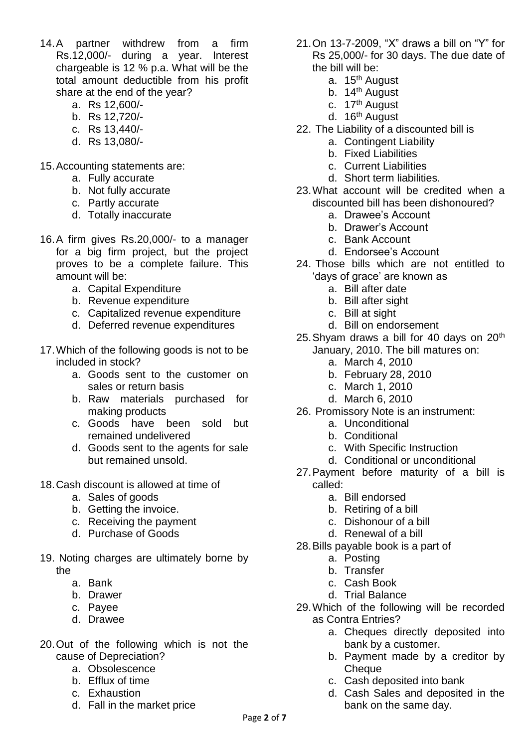14. A partner withdrew from a firm Rs.12,000/- during a year. Interest chargeable is 12 % p.a. What will be the total amount deductible from his profit share at the end of the year?
    a. Rs 12,600/-
    b. Rs 12,720/-
    c. Rs 13,440/-
    d. Rs 13,080/-

15. Accounting statements are:
    a. Fully accurate
    b. Not fully accurate
    c. Partly accurate
    d. Totally inaccurate

16. A firm gives Rs.20,000/- to a manager for a big firm project, but the project proves to be a complete failure. This amount will be:
    a. Capital Expenditure
    b. Revenue expenditure
    c. Capitalized revenue expenditure
    d. Deferred revenue expenditures

17. Which of the following goods is not to be included in stock?
    a. Goods sent to the customer on sales or return basis
    b. Raw materials purchased for making products
    c. Goods have been sold but remained undelivered
    d. Goods sent to the agents for sale but remained unsold.

18. Cash discount is allowed at time of
    a. Sales of goods
    b. Getting the invoice.
    c. Receiving the payment
    d. Purchase of Goods

19. Noting charges are ultimately borne by the
    a. Bank
    b. Drawer
    c. Payee
    d. Drawee

20. Out of the following which is not the cause of Depreciation?
    a. Obsolescence
    b. Efflux of time
    c. Exhaustion
    d. Fall in the market price

21. On 13-7-2009, "X" draws a bill on "Y" for Rs 25,000/- for 30 days. The due date of the bill will be:
    a. 15th August
    b. 14th August
    c. 17th August
    d. 16th August

22. The Liability of a discounted bill is
    a. Contingent Liability
    b. Fixed Liabilities
    c. Current Liabilities
    d. Short term liabilities.

23. What account will be credited when a discounted bill has been dishonoured?
    a. Drawee's Account
    b. Drawer's Account
    c. Bank Account
    d. Endorsee's Account

24. Those bills which are not entitled to 'days of grace' are known as
    a. Bill after date
    b. Bill after sight
    c. Bill at sight
    d. Bill on endorsement

25. Shyam draws a bill for 40 days on 20th January, 2010. The bill matures on:
    a. March 4, 2010
    b. February 28, 2010
    c. March 1, 2010
    d. March 6, 2010

26. Promissory Note is an instrument:
    a. Unconditional
    b. Conditional
    c. With Specific Instruction
    d. Conditional or unconditional

27. Payment before maturity of a bill is called:
    a. Bill endorsed
    b. Retiring of a bill
    c. Dishonour of a bill
    d. Renewal of a bill

28. Bills payable book is a part of
    a. Posting
    b. Transfer
    c. Cash Book
    d. Trial Balance

29. Which of the following will be recorded as Contra Entries?
    a. Cheques directly deposited into bank by a customer.
    b. Payment made by a creditor by Cheque
    c. Cash deposited into bank
    d. Cash Sales and deposited in the bank on the same day.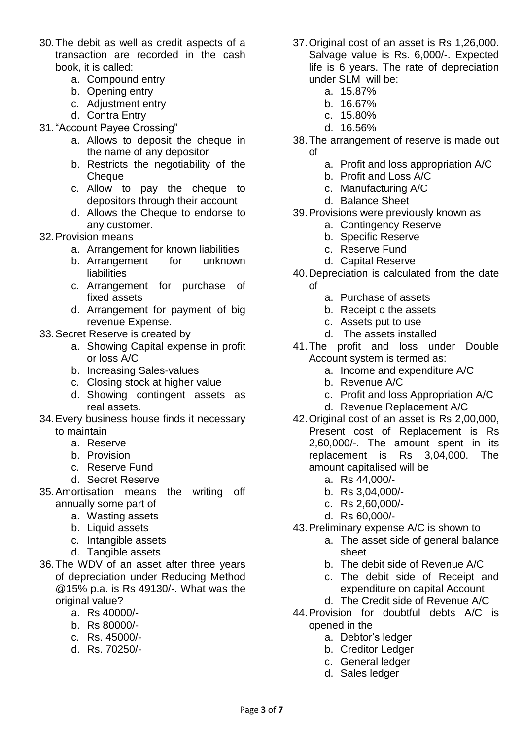30. The debit as well as credit aspects of a transaction are recorded in the cash book, it is called:
    a. Compound entry
    b. Opening entry
    c. Adjustment entry
    d. Contra Entry
31. "Account Payee Crossing"
    a. Allows to deposit the cheque in the name of any depositor
    b. Restricts the negotiability of the Cheque
    c. Allow to pay the cheque to depositors through their account
    d. Allows the Cheque to endorse to any customer.
32. Provision means
    a. Arrangement for known liabilities
    b. Arrangement for unknown liabilities
    c. Arrangement for purchase of fixed assets
    d. Arrangement for payment of big revenue Expense.
33. Secret Reserve is created by
    a. Showing Capital expense in profit or loss A/C
    b. Increasing Sales-values
    c. Closing stock at higher value
    d. Showing contingent assets as real assets.
34. Every business house finds it necessary to maintain
    a. Reserve
    b. Provision
    c. Reserve Fund
    d. Secret Reserve
35. Amortisation means the writing off annually some part of
    a. Wasting assets
    b. Liquid assets
    c. Intangible assets
    d. Tangible assets
36. The WDV of an asset after three years of depreciation under Reducing Method @15% p.a. is Rs 49130/-. What was the original value?
    a. Rs 40000/-
    b. Rs 80000/-
    c. Rs. 45000/-
    d. Rs. 70250/-
37. Original cost of an asset is Rs 1,26,000. Salvage value is Rs. 6,000/-. Expected life is 6 years. The rate of depreciation under SLM will be:
    a. 15.87%
    b. 16.67%
    c. 15.80%
    d. 16.56%
38. The arrangement of reserve is made out of
    a. Profit and loss appropriation A/C
    b. Profit and Loss A/C
    c. Manufacturing A/C
    d. Balance Sheet
39. Provisions were previously known as
    a. Contingency Reserve
    b. Specific Reserve
    c. Reserve Fund
    d. Capital Reserve
40. Depreciation is calculated from the date of
    a. Purchase of assets
    b. Receipt o the assets
    c. Assets put to use
    d. The assets installed
41. The profit and loss under Double Account system is termed as:
    a. Income and expenditure A/C
    b. Revenue A/C
    c. Profit and loss Appropriation A/C
    d. Revenue Replacement A/C
42. Original cost of an asset is Rs 2,00,000, Present cost of Replacement is Rs 2,60,000/-. The amount spent in its replacement is Rs 3,04,000. The amount capitalised will be
    a. Rs 44,000/-
    b. Rs 3,04,000/-
    c. Rs 2,60,000/-
    d. Rs 60,000/-
43. Preliminary expense A/C is shown to
    a. The asset side of general balance sheet
    b. The debit side of Revenue A/C
    c. The debit side of Receipt and expenditure on capital Account
    d. The Credit side of Revenue A/C
44. Provision for doubtful debts A/C is opened in the
    a. Debtor's ledger
    b. Creditor Ledger
    c. General ledger
    d. Sales ledger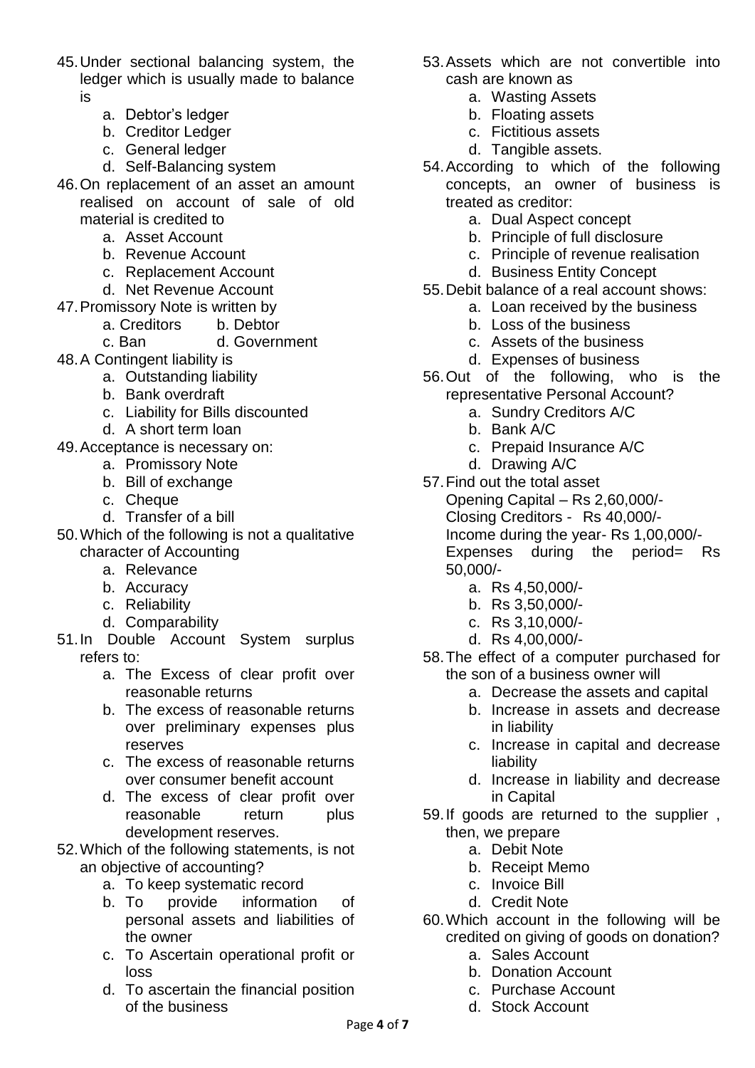45. Under sectional balancing system, the ledger which is usually made to balance is
    a. Debtor's ledger
    b. Creditor Ledger
    c. General ledger
    d. Self-Balancing system
46. On replacement of an asset an amount realised on account of sale of old material is credited to
    a. Asset Account
    b. Revenue Account
    c. Replacement Account
    d. Net Revenue Account
47. Promissory Note is written by
    a. Creditors b. Debtor
    c. Ban d. Government
48. A Contingent liability is
    a. Outstanding liability
    b. Bank overdraft
    c. Liability for Bills discounted
    d. A short term loan
49. Acceptance is necessary on:
    a. Promissory Note
    b. Bill of exchange
    c. Cheque
    d. Transfer of a bill
50. Which of the following is not a qualitative character of Accounting
    a. Relevance
    b. Accuracy
    c. Reliability
    d. Comparability
51. In Double Account System surplus refers to:
    a. The Excess of clear profit over reasonable returns
    b. The excess of reasonable returns over preliminary expenses plus reserves
    c. The excess of reasonable returns over consumer benefit account
    d. The excess of clear profit over reasonable return plus development reserves.
52. Which of the following statements, is not an objective of accounting?
    a. To keep systematic record
    b. To provide information of personal assets and liabilities of the owner
    c. To Ascertain operational profit or loss
    d. To ascertain the financial position of the business
53. Assets which are not convertible into cash are known as
    a. Wasting Assets
    b. Floating assets
    c. Fictitious assets
    d. Tangible assets.
54. According to which of the following concepts, an owner of business is treated as creditor:
    a. Dual Aspect concept
    b. Principle of full disclosure
    c. Principle of revenue realisation
    d. Business Entity Concept
55. Debit balance of a real account shows:
    a. Loan received by the business
    b. Loss of the business
    c. Assets of the business
    d. Expenses of business
56. Out of the following, who is the representative Personal Account?
    a. Sundry Creditors A/C
    b. Bank A/C
    c. Prepaid Insurance A/C
    d. Drawing A/C
57. Find out the total asset
    Opening Capital – Rs 2,60,000/-
    Closing Creditors - Rs 40,000/-
    Income during the year- Rs 1,00,000/-
    Expenses during the period= Rs 50,000/-
    a. Rs 4,50,000/-
    b. Rs 3,50,000/-
    c. Rs 3,10,000/-
    d. Rs 4,00,000/-
58. The effect of a computer purchased for the son of a business owner will
    a. Decrease the assets and capital
    b. Increase in assets and decrease in liability
    c. Increase in capital and decrease liability
    d. Increase in liability and decrease in Capital
59. If goods are returned to the supplier , then, we prepare
    a. Debit Note
    b. Receipt Memo
    c. Invoice Bill
    d. Credit Note
60. Which account in the following will be credited on giving of goods on donation?
    a. Sales Account
    b. Donation Account
    c. Purchase Account
    d. Stock Account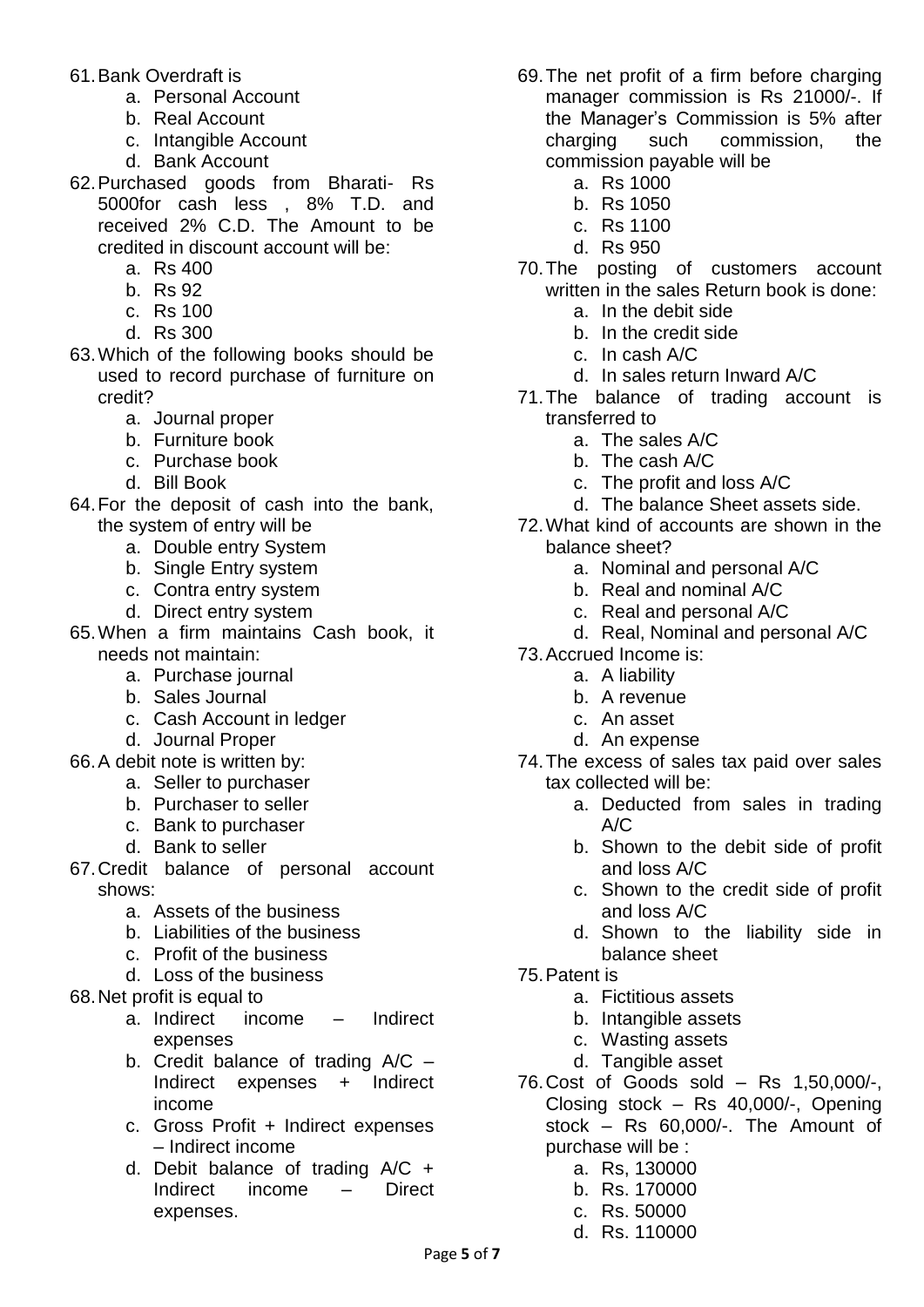61. Bank Overdraft is
    a. Personal Account
    b. Real Account
    c. Intangible Account
    d. Bank Account
62. Purchased goods from Bharati- Rs 5000for cash less , 8% T.D. and received 2% C.D. The Amount to be credited in discount account will be:
    a. Rs 400
    b. Rs 92
    c. Rs 100
    d. Rs 300
63. Which of the following books should be used to record purchase of furniture on credit?
    a. Journal proper
    b. Furniture book
    c. Purchase book
    d. Bill Book
64. For the deposit of cash into the bank, the system of entry will be
    a. Double entry System
    b. Single Entry system
    c. Contra entry system
    d. Direct entry system
65. When a firm maintains Cash book, it needs not maintain:
    a. Purchase journal
    b. Sales Journal
    c. Cash Account in ledger
    d. Journal Proper
66. A debit note is written by:
    a. Seller to purchaser
    b. Purchaser to seller
    c. Bank to purchaser
    d. Bank to seller
67. Credit balance of personal account shows:
    a. Assets of the business
    b. Liabilities of the business
    c. Profit of the business
    d. Loss of the business
68. Net profit is equal to
    a. Indirect income – Indirect expenses
    b. Credit balance of trading A/C – Indirect expenses + Indirect income
    c. Gross Profit + Indirect expenses – Indirect income
    d. Debit balance of trading A/C + Indirect income – Direct expenses.
69. The net profit of a firm before charging manager commission is Rs 21000/-. If the Manager's Commission is 5% after charging such commission, the commission payable will be
    a. Rs 1000
    b. Rs 1050
    c. Rs 1100
    d. Rs 950
70. The posting of customers account written in the sales Return book is done:
    a. In the debit side
    b. In the credit side
    c. In cash A/C
    d. In sales return Inward A/C
71. The balance of trading account is transferred to
    a. The sales A/C
    b. The cash A/C
    c. The profit and loss A/C
    d. The balance Sheet assets side.
72. What kind of accounts are shown in the balance sheet?
    a. Nominal and personal A/C
    b. Real and nominal A/C
    c. Real and personal A/C
    d. Real, Nominal and personal A/C
73. Accrued Income is:
    a. A liability
    b. A revenue
    c. An asset
    d. An expense
74. The excess of sales tax paid over sales tax collected will be:
    a. Deducted from sales in trading A/C
    b. Shown to the debit side of profit and loss A/C
    c. Shown to the credit side of profit and loss A/C
    d. Shown to the liability side in balance sheet
75. Patent is
    a. Fictitious assets
    b. Intangible assets
    c. Wasting assets
    d. Tangible asset
76. Cost of Goods sold – Rs 1,50,000/-, Closing stock – Rs 40,000/-, Opening stock – Rs 60,000/-. The Amount of purchase will be :
    a. Rs, 130000
    b. Rs. 170000
    c. Rs. 50000
    d. Rs. 110000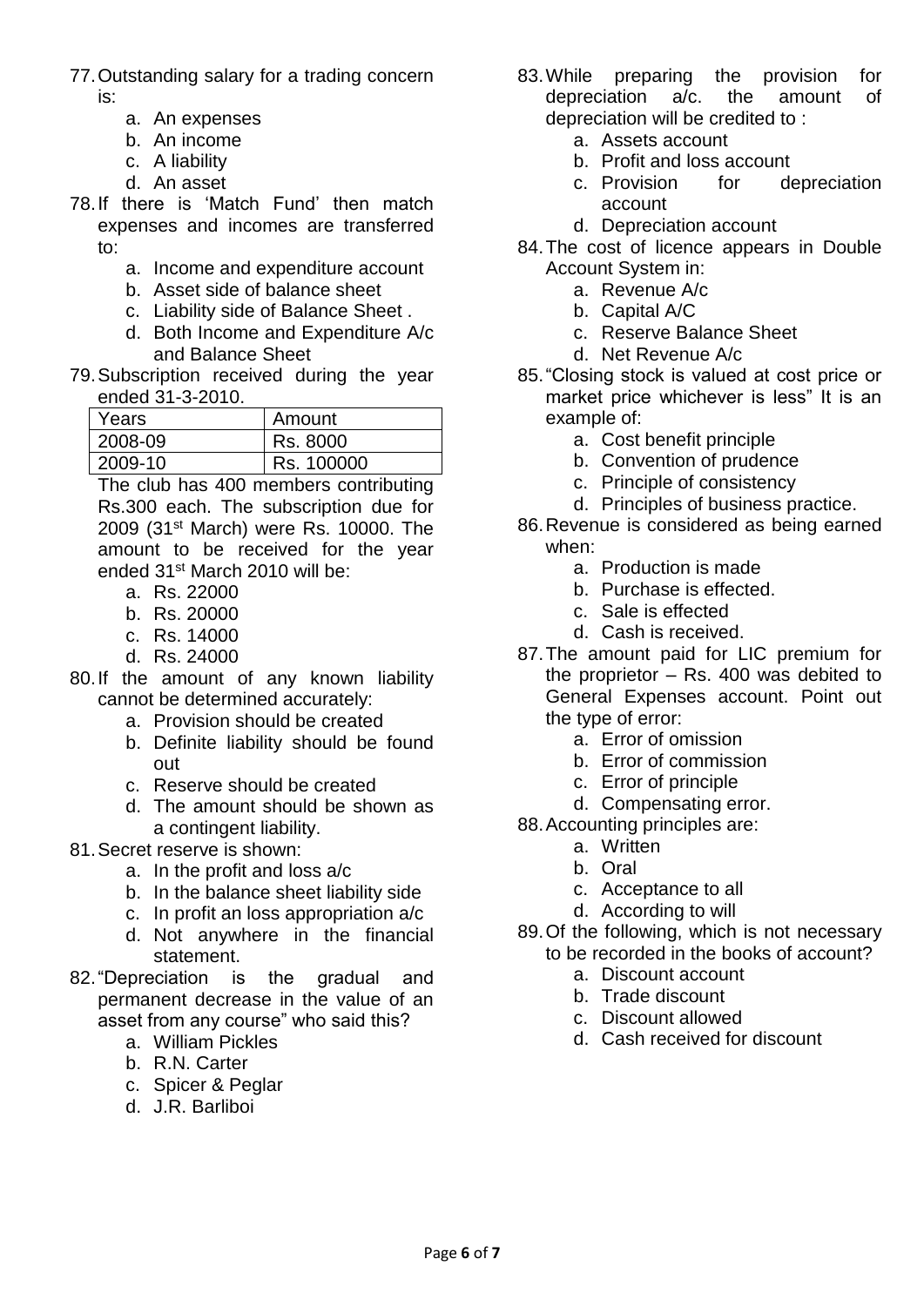77. Outstanding salary for a trading concern is:
    a. An expenses
    b. An income
    c. A liability
    d. An asset
78. If there is 'Match Fund' then match expenses and incomes are transferred to:
    a. Income and expenditure account
    b. Asset side of balance sheet
    c. Liability side of Balance Sheet .
    d. Both Income and Expenditure A/c and Balance Sheet
79. Subscription received during the year ended 31-3-2010.

| Years | Amount |
|---|---|
| 2008-09 | Rs. 8000 |
| 2009-10 | Rs. 100000 |

The club has 400 members contributing Rs.300 each. The subscription due for 2009 (31st March) were Rs. 10000. The amount to be received for the year ended 31st March 2010 will be:
    a. Rs. 22000
    b. Rs. 20000
    c. Rs. 14000
    d. Rs. 24000
80. If the amount of any known liability cannot be determined accurately:
    a. Provision should be created
    b. Definite liability should be found out
    c. Reserve should be created
    d. The amount should be shown as a contingent liability.
81. Secret reserve is shown:
    a. In the profit and loss a/c
    b. In the balance sheet liability side
    c. In profit an loss appropriation a/c
    d. Not anywhere in the financial statement.
82. "Depreciation is the gradual and permanent decrease in the value of an asset from any course" who said this?
    a. William Pickles
    b. R.N. Carter
    c. Spicer & Peglar
    d. J.R. Barliboi
83. While preparing the provision for depreciation a/c. the amount of depreciation will be credited to :
    a. Assets account
    b. Profit and loss account
    c. Provision for depreciation account
    d. Depreciation account
84. The cost of licence appears in Double Account System in:
    a. Revenue A/c
    b. Capital A/C
    c. Reserve Balance Sheet
    d. Net Revenue A/c
85. "Closing stock is valued at cost price or market price whichever is less" It is an example of:
    a. Cost benefit principle
    b. Convention of prudence
    c. Principle of consistency
    d. Principles of business practice.
86. Revenue is considered as being earned when:
    a. Production is made
    b. Purchase is effected.
    c. Sale is effected
    d. Cash is received.
87. The amount paid for LIC premium for the proprietor – Rs. 400 was debited to General Expenses account. Point out the type of error:
    a. Error of omission
    b. Error of commission
    c. Error of principle
    d. Compensating error.
88. Accounting principles are:
    a. Written
    b. Oral
    c. Acceptance to all
    d. According to will
89. Of the following, which is not necessary to be recorded in the books of account?
    a. Discount account
    b. Trade discount
    c. Discount allowed
    d. Cash received for discount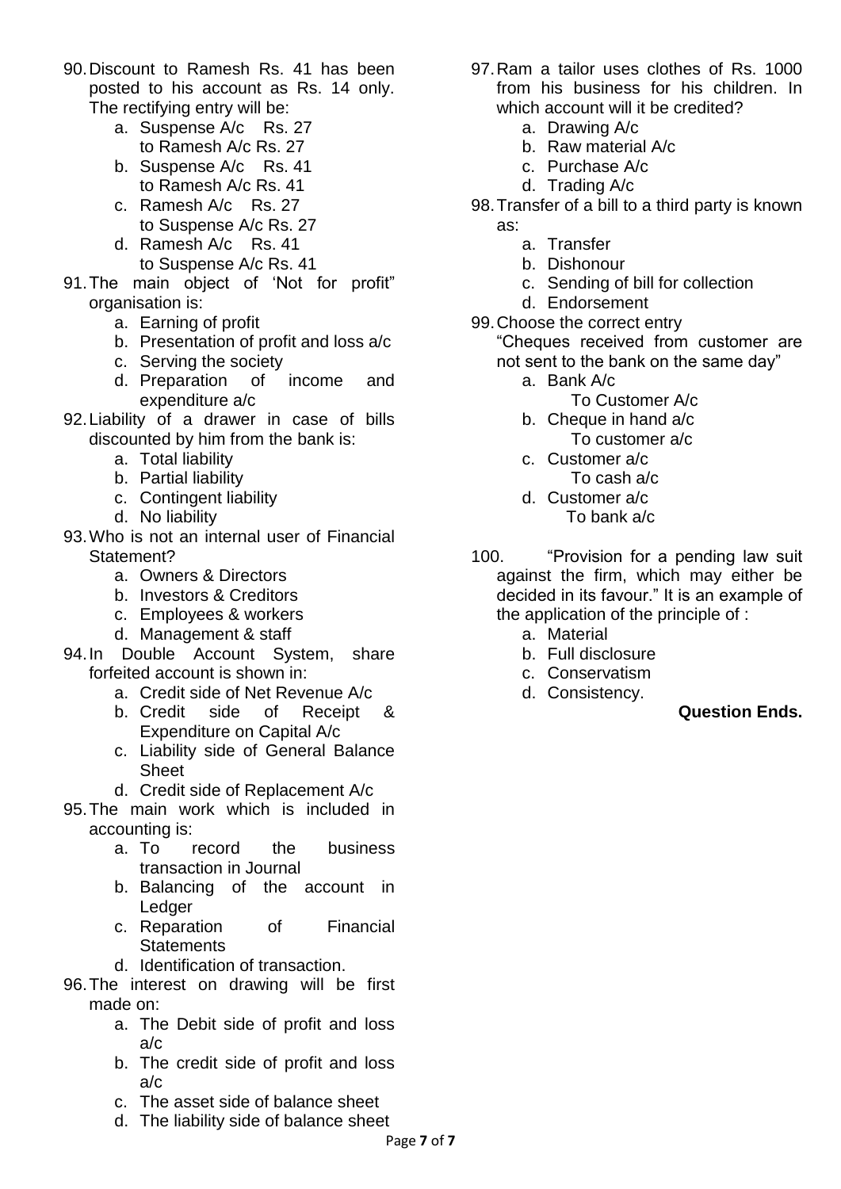90. Discount to Ramesh Rs. 41 has been posted to his account as Rs. 14 only. The rectifying entry will be:
    a. Suspense A/c Rs. 27
       to Ramesh A/c Rs. 27
    b. Suspense A/c Rs. 41
       to Ramesh A/c Rs. 41
    c. Ramesh A/c Rs. 27
       to Suspense A/c Rs. 27
    d. Ramesh A/c Rs. 41
       to Suspense A/c Rs. 41
91. The main object of 'Not for profit' organisation is:
    a. Earning of profit
    b. Presentation of profit and loss a/c
    c. Serving the society
    d. Preparation of income and expenditure a/c
92. Liability of a drawer in case of bills discounted by him from the bank is:
    a. Total liability
    b. Partial liability
    c. Contingent liability
    d. No liability
93. Who is not an internal user of Financial Statement?
    a. Owners & Directors
    b. Investors & Creditors
    c. Employees & workers
    d. Management & staff
94. In Double Account System, share forfeited account is shown in:
    a. Credit side of Net Revenue A/c
    b. Credit side of Receipt & Expenditure on Capital A/c
    c. Liability side of General Balance Sheet
    d. Credit side of Replacement A/c
95. The main work which is included in accounting is:
    a. To record the business transaction in Journal
    b. Balancing of the account in Ledger
    c. Reparation of Financial Statements
    d. Identification of transaction.
96. The interest on drawing will be first made on:
    a. The Debit side of profit and loss a/c
    b. The credit side of profit and loss a/c
    c. The asset side of balance sheet
    d. The liability side of balance sheet
97. Ram a tailor uses clothes of Rs. 1000 from his business for his children. In which account will it be credited?
    a. Drawing A/c
    b. Raw material A/c
    c. Purchase A/c
    d. Trading A/c
98. Transfer of a bill to a third party is known as:
    a. Transfer
    b. Dishonour
    c. Sending of bill for collection
    d. Endorsement
99. Choose the correct entry
    "Cheques received from customer are not sent to the bank on the same day"
    a. Bank A/c
       To Customer A/c
    b. Cheque in hand a/c
       To customer a/c
    c. Customer a/c
       To cash a/c
    d. Customer a/c
       To bank a/c
100. "Provision for a pending law suit against the firm, which may either be decided in its favour." It is an example of the application of the principle of :
    a. Material
    b. Full disclosure
    c. Conservatism
    d. Consistency.

**Question Ends.**